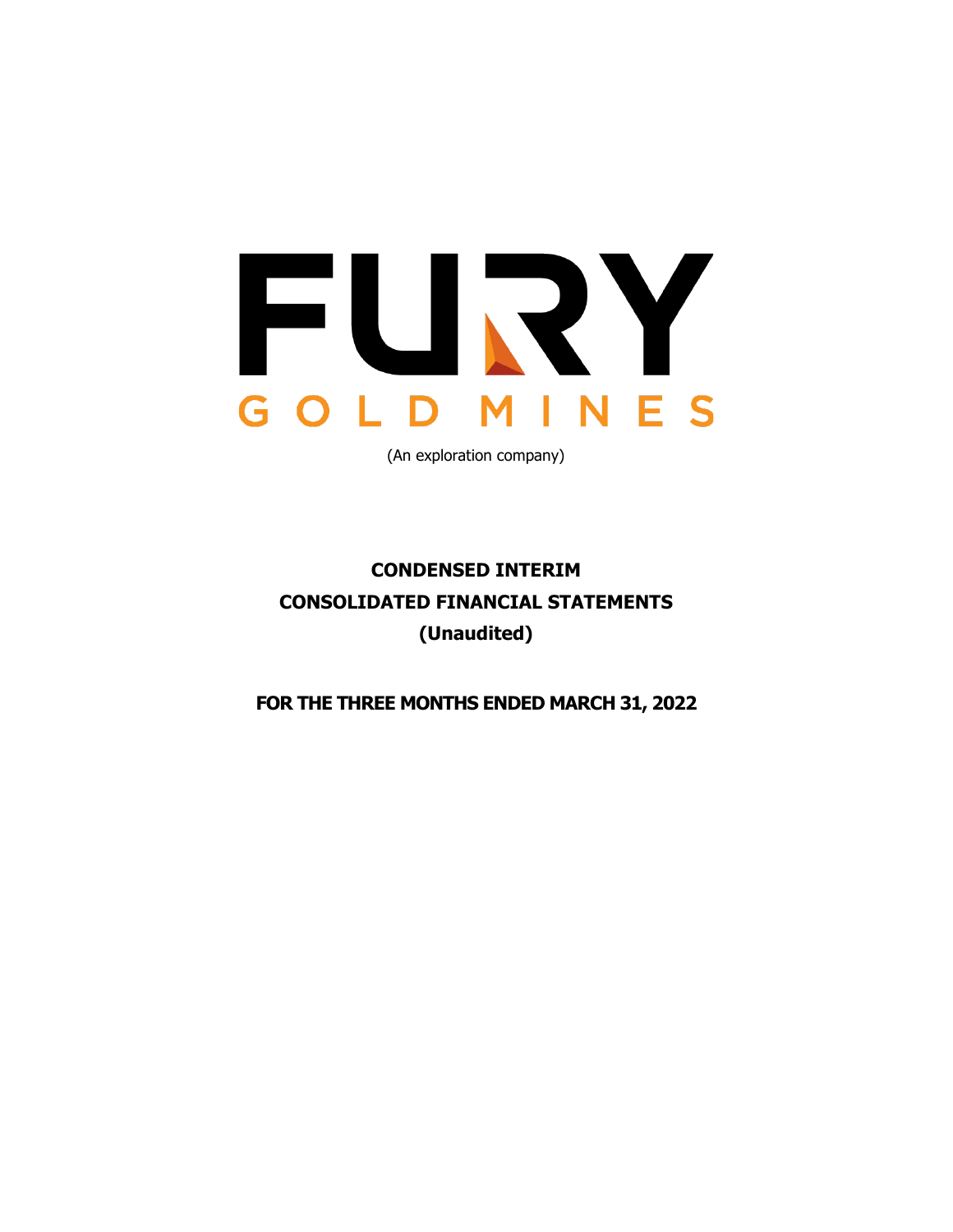# FURY

## GOLD MINES

(An exploration company)

**CONDENSED INTERIM**
**CONSOLIDATED FINANCIAL STATEMENTS**
**(Unaudited)**

**FOR THE THREE MONTHS ENDED MARCH 31, 2022**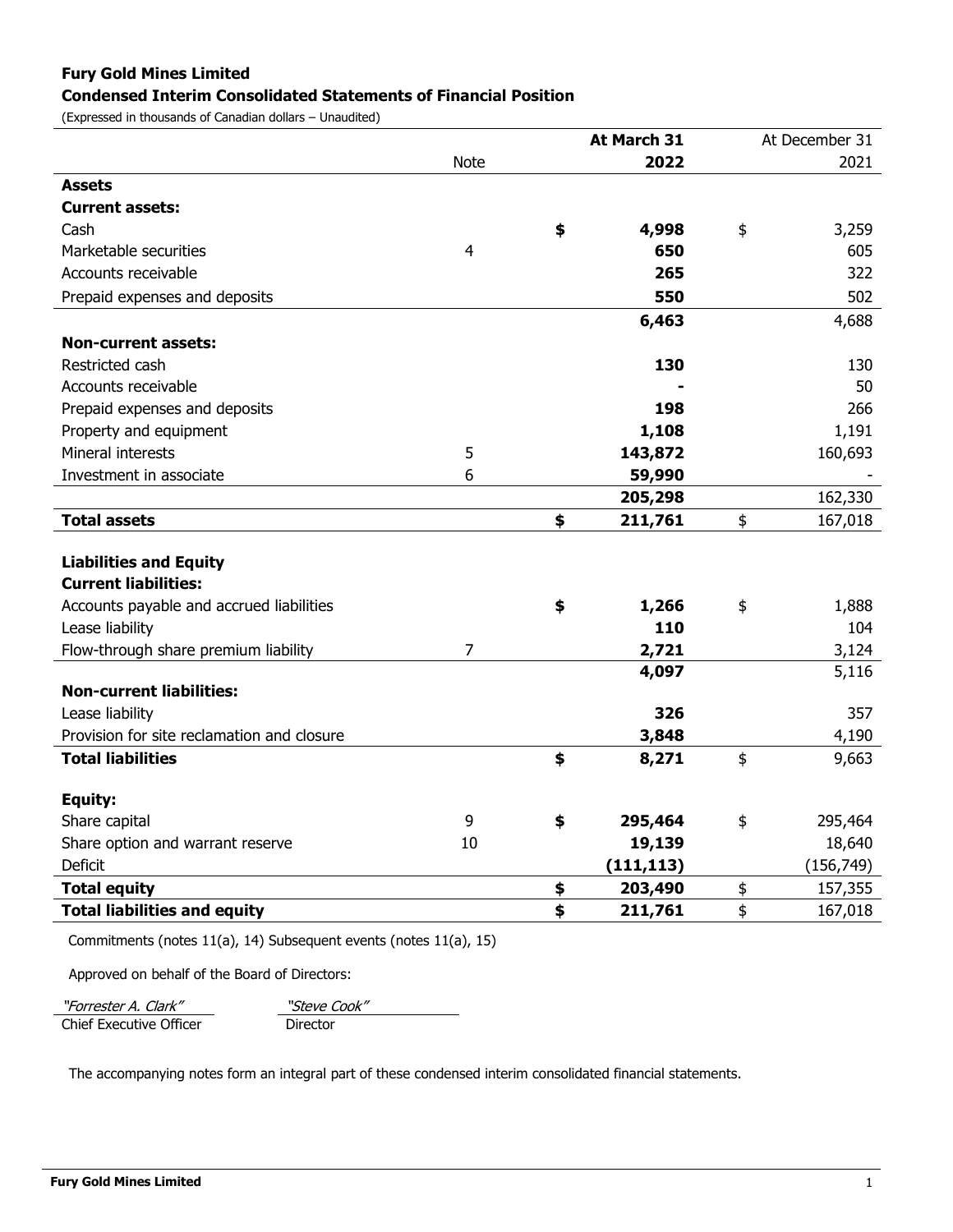**Fury Gold Mines Limited**

**Condensed Interim Consolidated Statements of Financial Position**

(Expressed in thousands of Canadian dollars – Unaudited)

| | Note | **At March 31 2022** | At December 31 2021 |
|---|---|---|---|
| **Assets** | | | |
| **Current assets:** | | | |
| Cash | | **$ 4,998** | $ 3,259 |
| Marketable securities | 4 | **650** | 605 |
| Accounts receivable | | **265** | 322 |
| Prepaid expenses and deposits | | **550** | 502 |
| | | **6,463** | 4,688 |
| **Non-current assets:** | | | |
| Restricted cash | | **130** | 130 |
| Accounts receivable | | **-** | 50 |
| Prepaid expenses and deposits | | **198** | 266 |
| Property and equipment | | **1,108** | 1,191 |
| Mineral interests | 5 | **143,872** | 160,693 |
| Investment in associate | 6 | **59,990** | - |
| | | **205,298** | 162,330 |
| **Total assets** | | **$ 211,761** | $ 167,018 |
| | | | |
| **Liabilities and Equity** | | | |
| **Current liabilities:** | | | |
| Accounts payable and accrued liabilities | | **$ 1,266** | $ 1,888 |
| Lease liability | | **110** | 104 |
| Flow-through share premium liability | 7 | **2,721** | 3,124 |
| | | **4,097** | 5,116 |
| **Non-current liabilities:** | | | |
| Lease liability | | **326** | 357 |
| Provision for site reclamation and closure | | **3,848** | 4,190 |
| **Total liabilities** | | **$ 8,271** | $ 9,663 |
| | | | |
| **Equity:** | | | |
| Share capital | 9 | **$ 295,464** | $ 295,464 |
| Share option and warrant reserve | 10 | **19,139** | 18,640 |
| Deficit | | **(111,113)** | (156,749) |
| **Total equity** | | **$ 203,490** | $ 157,355 |
| **Total liabilities and equity** | | **$ 211,761** | $ 167,018 |

Commitments (notes 11(a), 14) Subsequent events (notes 11(a), 15)

Approved on behalf of the Board of Directors:

*"Forrester A. Clark"*
Chief Executive Officer

*"Steve Cook"*
Director

The accompanying notes form an integral part of these condensed interim consolidated financial statements.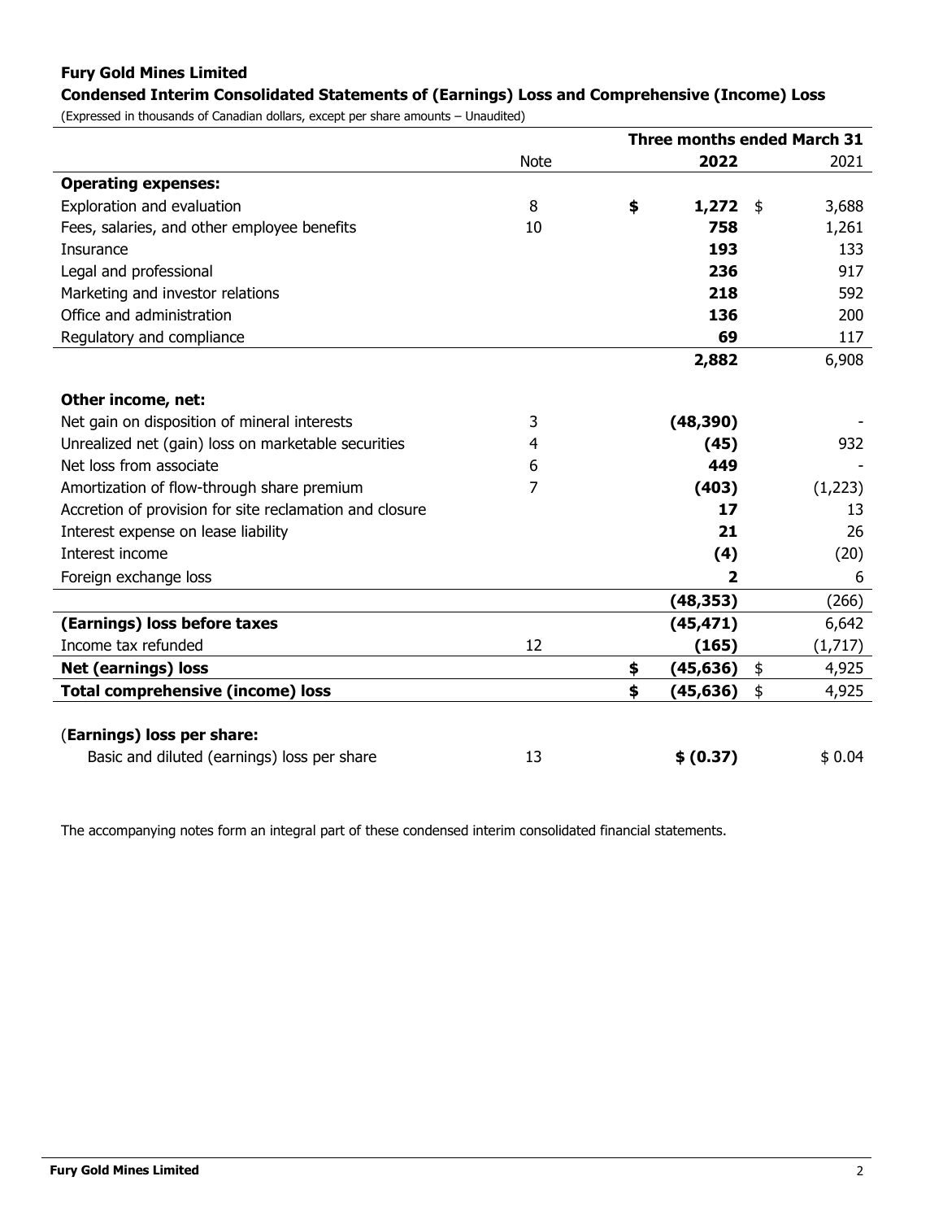**Fury Gold Mines Limited**

**Condensed Interim Consolidated Statements of (Earnings) Loss and Comprehensive (Income) Loss**

(Expressed in thousands of Canadian dollars, except per share amounts – Unaudited)

| | Note | Three months ended March 31 **2022** | 2021 |
|---|---|---|---|
| **Operating expenses:** | | | |
| Exploration and evaluation | 8 | **$ 1,272** | $ 3,688 |
| Fees, salaries, and other employee benefits | 10 | **758** | 1,261 |
| Insurance | | **193** | 133 |
| Legal and professional | | **236** | 917 |
| Marketing and investor relations | | **218** | 592 |
| Office and administration | | **136** | 200 |
| Regulatory and compliance | | **69** | 117 |
| | | **2,882** | 6,908 |
| **Other income, net:** | | | |
| Net gain on disposition of mineral interests | 3 | **(48,390)** | - |
| Unrealized net (gain) loss on marketable securities | 4 | **(45)** | 932 |
| Net loss from associate | 6 | **449** | - |
| Amortization of flow-through share premium | 7 | **(403)** | (1,223) |
| Accretion of provision for site reclamation and closure | | **17** | 13 |
| Interest expense on lease liability | | **21** | 26 |
| Interest income | | **(4)** | (20) |
| Foreign exchange loss | | **2** | 6 |
| | | **(48,353)** | (266) |
| **(Earnings) loss before taxes** | | **(45,471)** | 6,642 |
| Income tax refunded | 12 | **(165)** | (1,717) |
| **Net (earnings) loss** | | **$ (45,636)** | $ 4,925 |
| **Total comprehensive (income) loss** | | **$ (45,636)** | $ 4,925 |
| | | | |
| (**Earnings) loss per share:** | | | |
| Basic and diluted (earnings) loss per share | 13 | **$ (0.37)** | $ 0.04 |

The accompanying notes form an integral part of these condensed interim consolidated financial statements.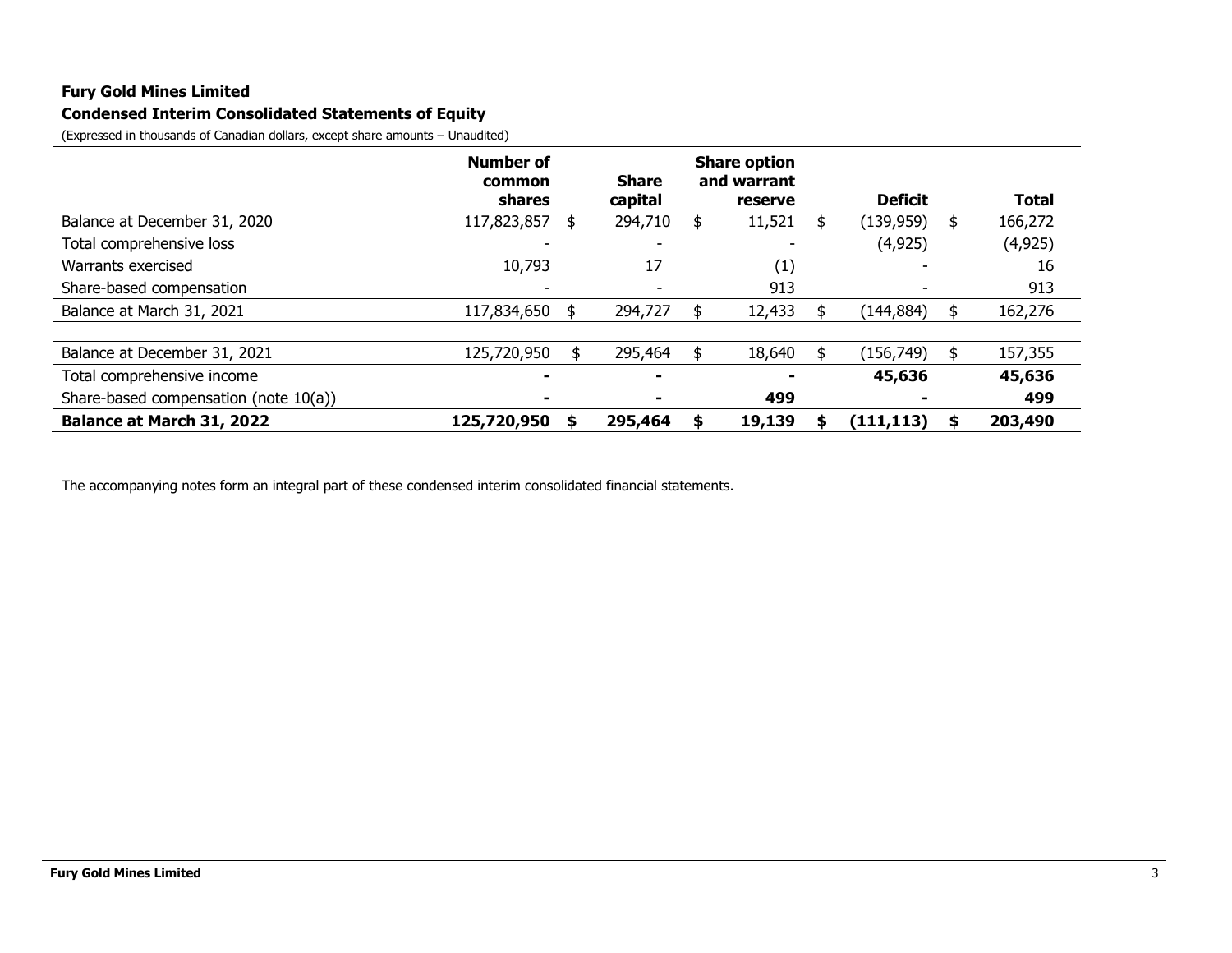**Fury Gold Mines Limited**

**Condensed Interim Consolidated Statements of Equity**

(Expressed in thousands of Canadian dollars, except share amounts – Unaudited)

| | Number of common shares | Share capital | Share option and warrant reserve | Deficit | Total |
|---|---|---|---|---|---|
| Balance at December 31, 2020 | 117,823,857 | $ 294,710 | $ 11,521 | $ (139,959) | $ 166,272 |
| Total comprehensive loss | - | - | - | (4,925) | (4,925) |
| Warrants exercised | 10,793 | 17 | (1) | - | 16 |
| Share-based compensation | - | - | 913 | - | 913 |
| Balance at March 31, 2021 | 117,834,650 | $ 294,727 | $ 12,433 | $ (144,884) | $ 162,276 |
| | | | | | |
| Balance at December 31, 2021 | 125,720,950 | $ 295,464 | $ 18,640 | $ (156,749) | $ 157,355 |
| Total comprehensive income | **-** | **-** | **-** | **45,636** | **45,636** |
| Share-based compensation (note 10(a)) | **-** | **-** | **499** | **-** | **499** |
| **Balance at March 31, 2022** | **125,720,950** | **$ 295,464** | **$ 19,139** | **$ (111,113)** | **$ 203,490** |

The accompanying notes form an integral part of these condensed interim consolidated financial statements.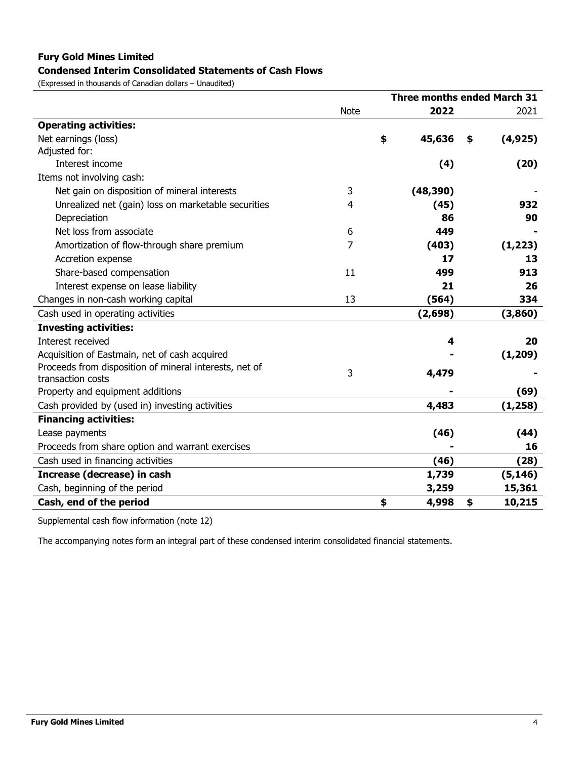# Fury Gold Mines Limited

## Condensed Interim Consolidated Statements of Cash Flows

(Expressed in thousands of Canadian dollars – Unaudited)

| | Note | Three months ended March 31 2022 | 2021 |
|---|---|---|---|
| **Operating activities:** | | | |
| Net earnings (loss) | | $ **45,636** | $ **(4,925)** |
| Adjusted for: | | | |
| Interest income | | **(4)** | **(20)** |
| Items not involving cash: | | | |
| Net gain on disposition of mineral interests | 3 | **(48,390)** | - |
| Unrealized net (gain) loss on marketable securities | 4 | **(45)** | **932** |
| Depreciation | | **86** | **90** |
| Net loss from associate | 6 | **449** | **-** |
| Amortization of flow-through share premium | 7 | **(403)** | **(1,223)** |
| Accretion expense | | **17** | **13** |
| Share-based compensation | 11 | **499** | **913** |
| Interest expense on lease liability | | **21** | **26** |
| Changes in non-cash working capital | 13 | **(564)** | **334** |
| Cash used in operating activities | | **(2,698)** | **(3,860)** |
| **Investing activities:** | | | |
| Interest received | | **4** | **20** |
| Acquisition of Eastmain, net of cash acquired | | **-** | **(1,209)** |
| Proceeds from disposition of mineral interests, net of transaction costs | 3 | **4,479** | **-** |
| Property and equipment additions | | **-** | **(69)** |
| Cash provided by (used in) investing activities | | **4,483** | **(1,258)** |
| **Financing activities:** | | | |
| Lease payments | | **(46)** | **(44)** |
| Proceeds from share option and warrant exercises | | **-** | **16** |
| Cash used in financing activities | | **(46)** | **(28)** |
| **Increase (decrease) in cash** | | **1,739** | **(5,146)** |
| Cash, beginning of the period | | **3,259** | **15,361** |
| **Cash, end of the period** | | $ **4,998** | $ **10,215** |

Supplemental cash flow information (note 12)

The accompanying notes form an integral part of these condensed interim consolidated financial statements.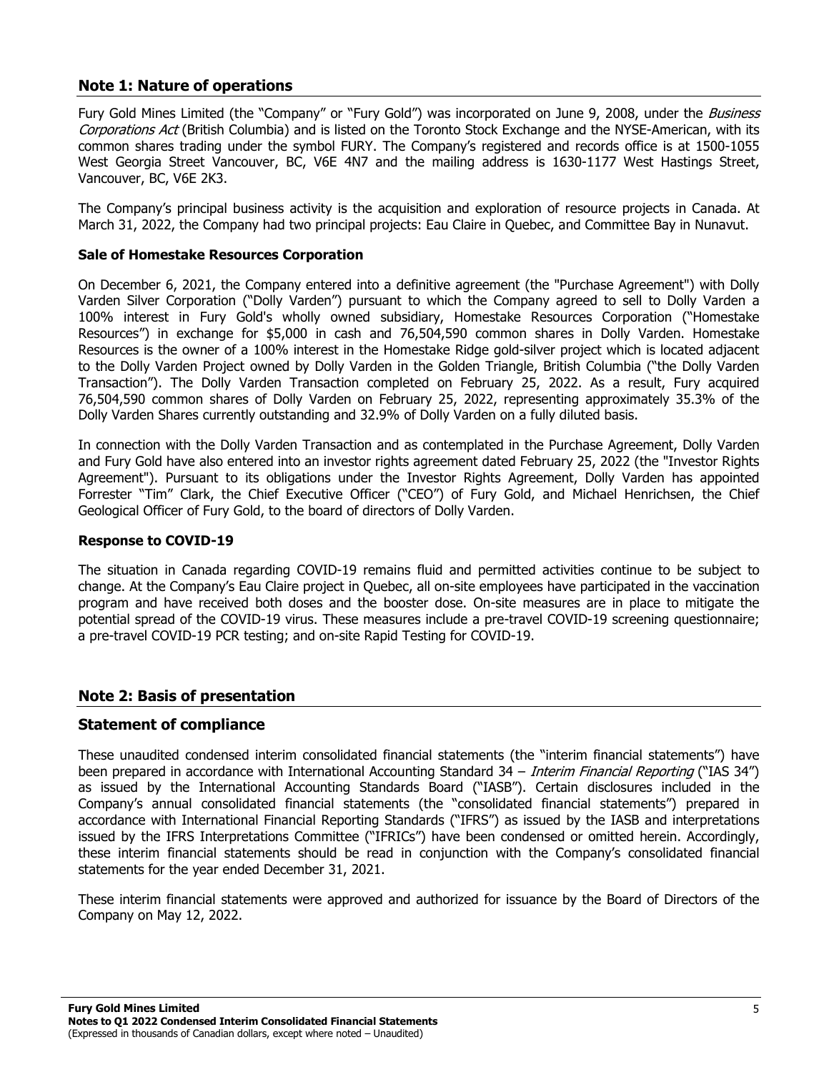## Note 1: Nature of operations

Fury Gold Mines Limited (the "Company" or "Fury Gold") was incorporated on June 9, 2008, under the *Business Corporations Act* (British Columbia) and is listed on the Toronto Stock Exchange and the NYSE-American, with its common shares trading under the symbol FURY. The Company's registered and records office is at 1500-1055 West Georgia Street Vancouver, BC, V6E 4N7 and the mailing address is 1630-1177 West Hastings Street, Vancouver, BC, V6E 2K3.

The Company's principal business activity is the acquisition and exploration of resource projects in Canada. At March 31, 2022, the Company had two principal projects: Eau Claire in Quebec, and Committee Bay in Nunavut.

**Sale of Homestake Resources Corporation**

On December 6, 2021, the Company entered into a definitive agreement (the "Purchase Agreement") with Dolly Varden Silver Corporation ("Dolly Varden") pursuant to which the Company agreed to sell to Dolly Varden a 100% interest in Fury Gold's wholly owned subsidiary, Homestake Resources Corporation ("Homestake Resources") in exchange for $5,000 in cash and 76,504,590 common shares in Dolly Varden. Homestake Resources is the owner of a 100% interest in the Homestake Ridge gold-silver project which is located adjacent to the Dolly Varden Project owned by Dolly Varden in the Golden Triangle, British Columbia ("the Dolly Varden Transaction"). The Dolly Varden Transaction completed on February 25, 2022. As a result, Fury acquired 76,504,590 common shares of Dolly Varden on February 25, 2022, representing approximately 35.3% of the Dolly Varden Shares currently outstanding and 32.9% of Dolly Varden on a fully diluted basis.

In connection with the Dolly Varden Transaction and as contemplated in the Purchase Agreement, Dolly Varden and Fury Gold have also entered into an investor rights agreement dated February 25, 2022 (the "Investor Rights Agreement"). Pursuant to its obligations under the Investor Rights Agreement, Dolly Varden has appointed Forrester "Tim" Clark, the Chief Executive Officer ("CEO") of Fury Gold, and Michael Henrichsen, the Chief Geological Officer of Fury Gold, to the board of directors of Dolly Varden.

**Response to COVID-19**

The situation in Canada regarding COVID-19 remains fluid and permitted activities continue to be subject to change. At the Company's Eau Claire project in Quebec, all on-site employees have participated in the vaccination program and have received both doses and the booster dose. On-site measures are in place to mitigate the potential spread of the COVID-19 virus. These measures include a pre-travel COVID-19 screening questionnaire; a pre-travel COVID-19 PCR testing; and on-site Rapid Testing for COVID-19.

## Note 2: Basis of presentation

## Statement of compliance

These unaudited condensed interim consolidated financial statements (the "interim financial statements") have been prepared in accordance with International Accounting Standard 34 – *Interim Financial Reporting* ("IAS 34") as issued by the International Accounting Standards Board ("IASB"). Certain disclosures included in the Company's annual consolidated financial statements (the "consolidated financial statements") prepared in accordance with International Financial Reporting Standards ("IFRS") as issued by the IASB and interpretations issued by the IFRS Interpretations Committee ("IFRICs") have been condensed or omitted herein. Accordingly, these interim financial statements should be read in conjunction with the Company's consolidated financial statements for the year ended December 31, 2021.

These interim financial statements were approved and authorized for issuance by the Board of Directors of the Company on May 12, 2022.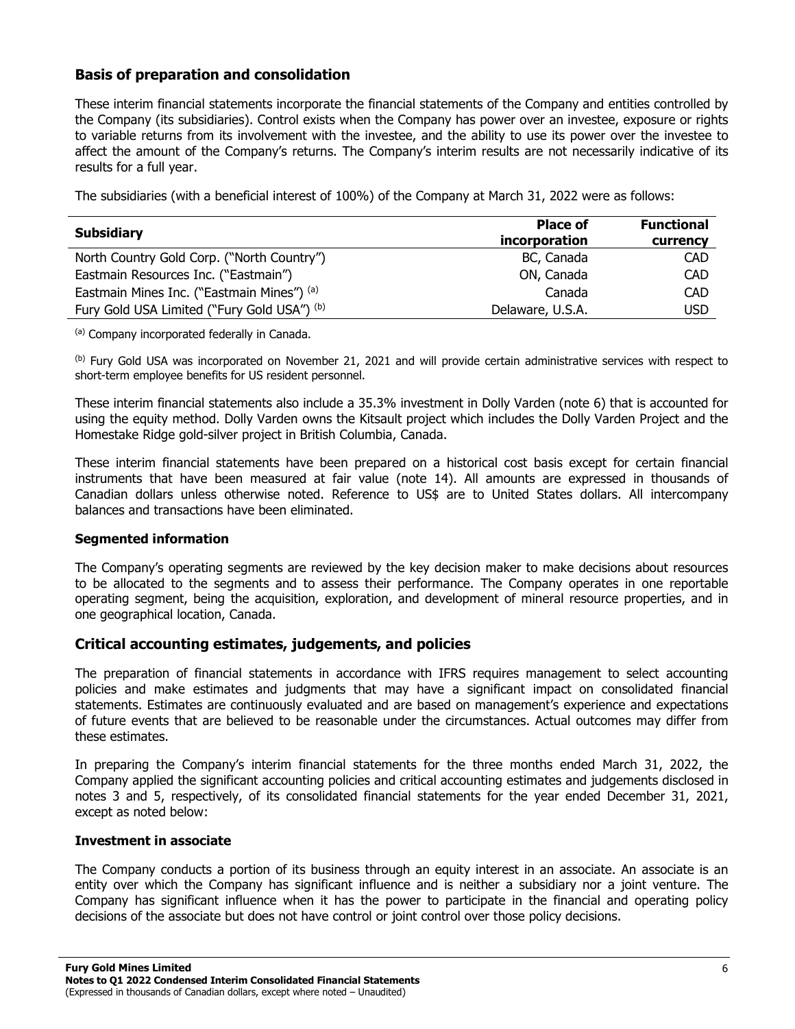## Basis of preparation and consolidation

These interim financial statements incorporate the financial statements of the Company and entities controlled by the Company (its subsidiaries). Control exists when the Company has power over an investee, exposure or rights to variable returns from its involvement with the investee, and the ability to use its power over the investee to affect the amount of the Company's returns. The Company's interim results are not necessarily indicative of its results for a full year.

The subsidiaries (with a beneficial interest of 100%) of the Company at March 31, 2022 were as follows:

| Subsidiary | Place of incorporation | Functional currency |
|---|---|---|
| North Country Gold Corp. ("North Country") | BC, Canada | CAD |
| Eastmain Resources Inc. ("Eastmain") | ON, Canada | CAD |
| Eastmain Mines Inc. ("Eastmain Mines") [(a)] | Canada | CAD |
| Fury Gold USA Limited ("Fury Gold USA") [(b)] | Delaware, U.S.A. | USD |

[(a)] Company incorporated federally in Canada.

[(b)] Fury Gold USA was incorporated on November 21, 2021 and will provide certain administrative services with respect to short-term employee benefits for US resident personnel.

These interim financial statements also include a 35.3% investment in Dolly Varden (note 6) that is accounted for using the equity method. Dolly Varden owns the Kitsault project which includes the Dolly Varden Project and the Homestake Ridge gold-silver project in British Columbia, Canada.

These interim financial statements have been prepared on a historical cost basis except for certain financial instruments that have been measured at fair value (note 14). All amounts are expressed in thousands of Canadian dollars unless otherwise noted. Reference to US$ are to United States dollars. All intercompany balances and transactions have been eliminated.

### Segmented information

The Company's operating segments are reviewed by the key decision maker to make decisions about resources to be allocated to the segments and to assess their performance. The Company operates in one reportable operating segment, being the acquisition, exploration, and development of mineral resource properties, and in one geographical location, Canada.

## Critical accounting estimates, judgements, and policies

The preparation of financial statements in accordance with IFRS requires management to select accounting policies and make estimates and judgments that may have a significant impact on consolidated financial statements. Estimates are continuously evaluated and are based on management's experience and expectations of future events that are believed to be reasonable under the circumstances. Actual outcomes may differ from these estimates.

In preparing the Company's interim financial statements for the three months ended March 31, 2022, the Company applied the significant accounting policies and critical accounting estimates and judgements disclosed in notes 3 and 5, respectively, of its consolidated financial statements for the year ended December 31, 2021, except as noted below:

### Investment in associate

The Company conducts a portion of its business through an equity interest in an associate. An associate is an entity over which the Company has significant influence and is neither a subsidiary nor a joint venture. The Company has significant influence when it has the power to participate in the financial and operating policy decisions of the associate but does not have control or joint control over those policy decisions.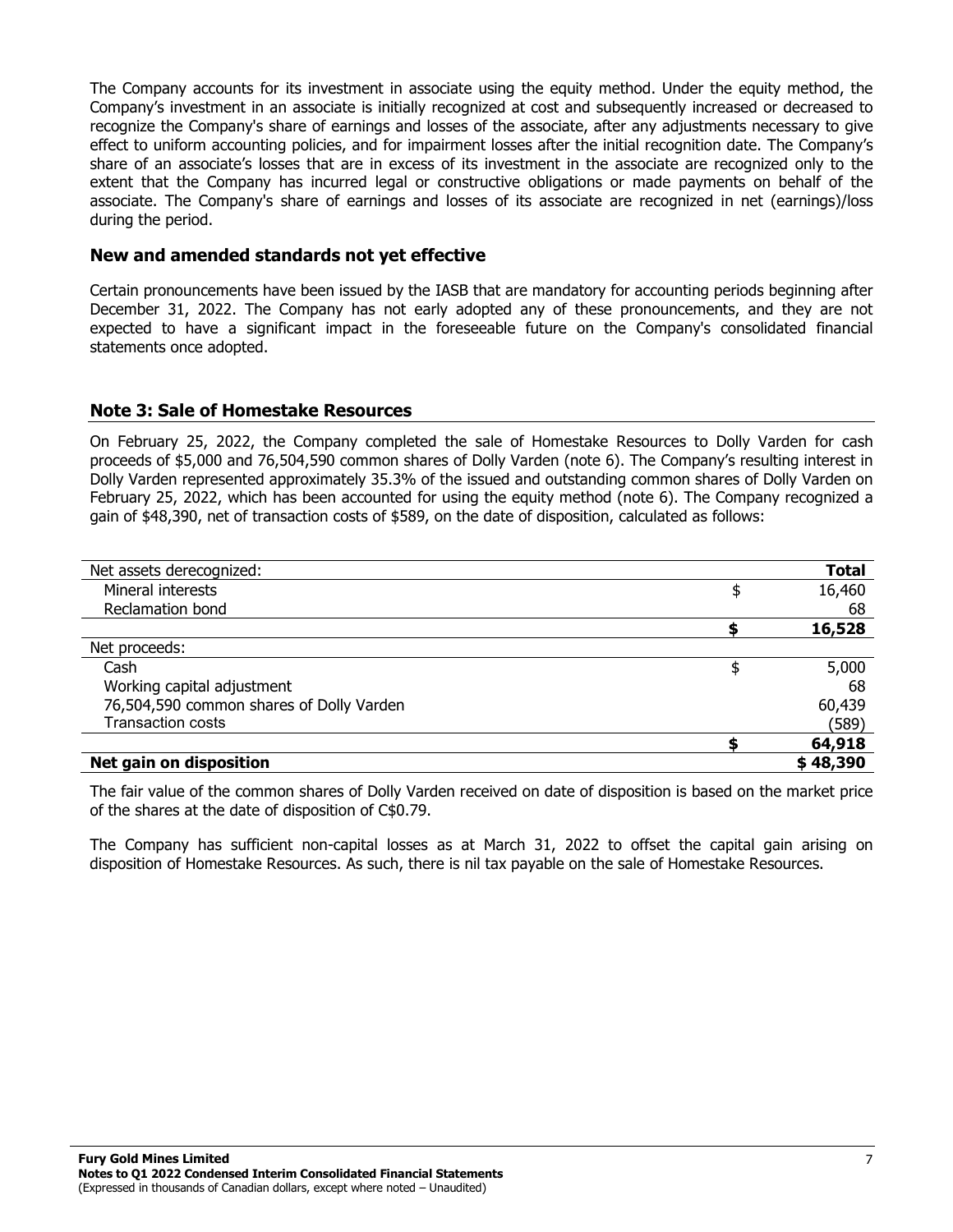The Company accounts for its investment in associate using the equity method. Under the equity method, the Company's investment in an associate is initially recognized at cost and subsequently increased or decreased to recognize the Company's share of earnings and losses of the associate, after any adjustments necessary to give effect to uniform accounting policies, and for impairment losses after the initial recognition date. The Company's share of an associate's losses that are in excess of its investment in the associate are recognized only to the extent that the Company has incurred legal or constructive obligations or made payments on behalf of the associate. The Company's share of earnings and losses of its associate are recognized in net (earnings)/loss during the period.

## New and amended standards not yet effective

Certain pronouncements have been issued by the IASB that are mandatory for accounting periods beginning after December 31, 2022. The Company has not early adopted any of these pronouncements, and they are not expected to have a significant impact in the foreseeable future on the Company's consolidated financial statements once adopted.

## Note 3: Sale of Homestake Resources

On February 25, 2022, the Company completed the sale of Homestake Resources to Dolly Varden for cash proceeds of $5,000 and 76,504,590 common shares of Dolly Varden (note 6). The Company's resulting interest in Dolly Varden represented approximately 35.3% of the issued and outstanding common shares of Dolly Varden on February 25, 2022, which has been accounted for using the equity method (note 6). The Company recognized a gain of $48,390, net of transaction costs of $589, on the date of disposition, calculated as follows:

| Net assets derecognized: | | **Total** |
|---|---|---|
| Mineral interests | $ | 16,460 |
| Reclamation bond | | 68 |
| | **$** | **16,528** |
| Net proceeds: | | |
| Cash | $ | 5,000 |
| Working capital adjustment | | 68 |
| 76,504,590 common shares of Dolly Varden | | 60,439 |
| Transaction costs | | (589) |
| | **$** | **64,918** |
| **Net gain on disposition** | | **$ 48,390** |

The fair value of the common shares of Dolly Varden received on date of disposition is based on the market price of the shares at the date of disposition of C$0.79.

The Company has sufficient non-capital losses as at March 31, 2022 to offset the capital gain arising on disposition of Homestake Resources. As such, there is nil tax payable on the sale of Homestake Resources.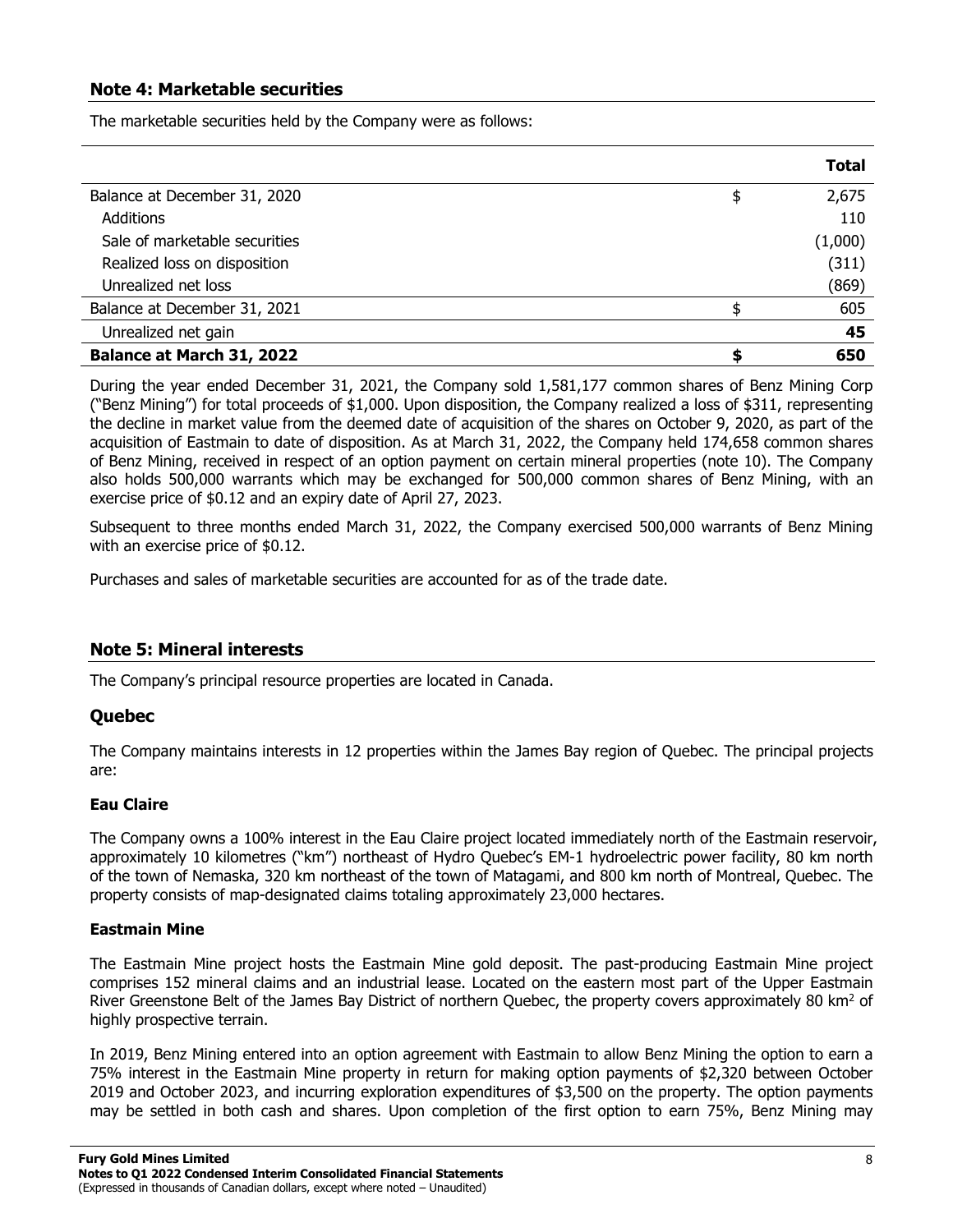## Note 4: Marketable securities

The marketable securities held by the Company were as follows:

| | | Total |
|---|---|---|
| Balance at December 31, 2020 | $ | 2,675 |
| Additions | | 110 |
| Sale of marketable securities | | (1,000) |
| Realized loss on disposition | | (311) |
| Unrealized net loss | | (869) |
| Balance at December 31, 2021 | $ | 605 |
| Unrealized net gain | | **45** |
| **Balance at March 31, 2022** | **$** | **650** |

During the year ended December 31, 2021, the Company sold 1,581,177 common shares of Benz Mining Corp ("Benz Mining") for total proceeds of $1,000. Upon disposition, the Company realized a loss of $311, representing the decline in market value from the deemed date of acquisition of the shares on October 9, 2020, as part of the acquisition of Eastmain to date of disposition. As at March 31, 2022, the Company held 174,658 common shares of Benz Mining, received in respect of an option payment on certain mineral properties (note 10). The Company also holds 500,000 warrants which may be exchanged for 500,000 common shares of Benz Mining, with an exercise price of $0.12 and an expiry date of April 27, 2023.

Subsequent to three months ended March 31, 2022, the Company exercised 500,000 warrants of Benz Mining with an exercise price of $0.12.

Purchases and sales of marketable securities are accounted for as of the trade date.

## Note 5: Mineral interests

The Company's principal resource properties are located in Canada.

### Quebec

The Company maintains interests in 12 properties within the James Bay region of Quebec. The principal projects are:

#### Eau Claire

The Company owns a 100% interest in the Eau Claire project located immediately north of the Eastmain reservoir, approximately 10 kilometres ("km") northeast of Hydro Quebec's EM-1 hydroelectric power facility, 80 km north of the town of Nemaska, 320 km northeast of the town of Matagami, and 800 km north of Montreal, Quebec. The property consists of map-designated claims totaling approximately 23,000 hectares.

#### Eastmain Mine

The Eastmain Mine project hosts the Eastmain Mine gold deposit. The past-producing Eastmain Mine project comprises 152 mineral claims and an industrial lease. Located on the eastern most part of the Upper Eastmain River Greenstone Belt of the James Bay District of northern Quebec, the property covers approximately 80 $km^2$ of highly prospective terrain.

In 2019, Benz Mining entered into an option agreement with Eastmain to allow Benz Mining the option to earn a 75% interest in the Eastmain Mine property in return for making option payments of $2,320 between October 2019 and October 2023, and incurring exploration expenditures of $3,500 on the property. The option payments may be settled in both cash and shares. Upon completion of the first option to earn 75%, Benz Mining may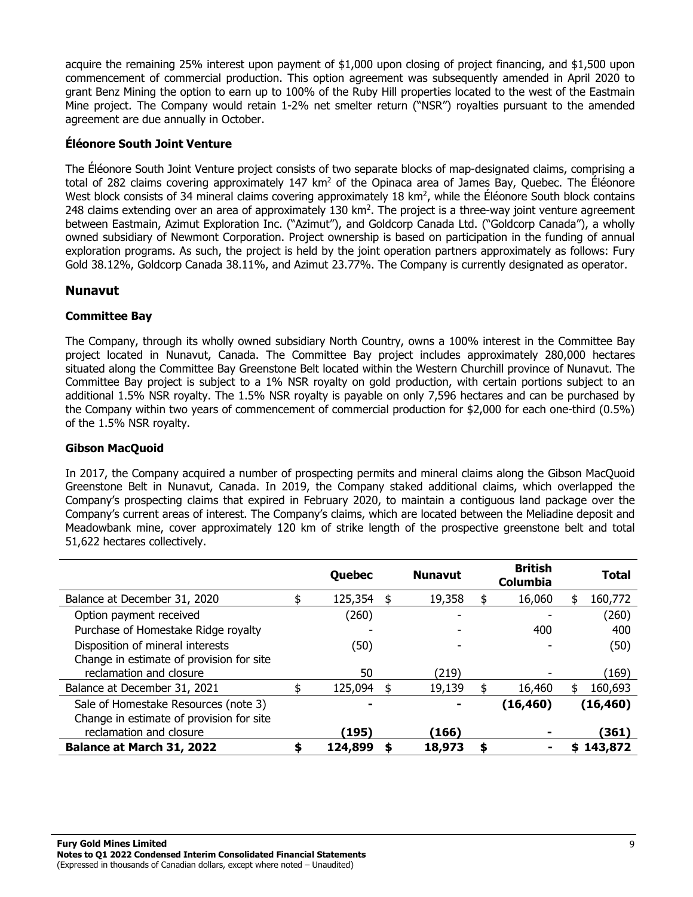acquire the remaining 25% interest upon payment of $1,000 upon closing of project financing, and $1,500 upon commencement of commercial production. This option agreement was subsequently amended in April 2020 to grant Benz Mining the option to earn up to 100% of the Ruby Hill properties located to the west of the Eastmain Mine project. The Company would retain 1-2% net smelter return ("NSR") royalties pursuant to the amended agreement are due annually in October.

### Éléonore South Joint Venture

The Éléonore South Joint Venture project consists of two separate blocks of map-designated claims, comprising a total of 282 claims covering approximately 147 $km^2$ of the Opinaca area of James Bay, Quebec. The Éléonore West block consists of 34 mineral claims covering approximately 18 $km^2$, while the Éléonore South block contains 248 claims extending over an area of approximately 130 $km^2$. The project is a three-way joint venture agreement between Eastmain, Azimut Exploration Inc. ("Azimut"), and Goldcorp Canada Ltd. ("Goldcorp Canada"), a wholly owned subsidiary of Newmont Corporation. Project ownership is based on participation in the funding of annual exploration programs. As such, the project is held by the joint operation partners approximately as follows: Fury Gold 38.12%, Goldcorp Canada 38.11%, and Azimut 23.77%. The Company is currently designated as operator.

## Nunavut

### Committee Bay

The Company, through its wholly owned subsidiary North Country, owns a 100% interest in the Committee Bay project located in Nunavut, Canada. The Committee Bay project includes approximately 280,000 hectares situated along the Committee Bay Greenstone Belt located within the Western Churchill province of Nunavut. The Committee Bay project is subject to a 1% NSR royalty on gold production, with certain portions subject to an additional 1.5% NSR royalty. The 1.5% NSR royalty is payable on only 7,596 hectares and can be purchased by the Company within two years of commencement of commercial production for $2,000 for each one-third (0.5%) of the 1.5% NSR royalty.

### Gibson MacQuoid

In 2017, the Company acquired a number of prospecting permits and mineral claims along the Gibson MacQuoid Greenstone Belt in Nunavut, Canada. In 2019, the Company staked additional claims, which overlapped the Company's prospecting claims that expired in February 2020, to maintain a contiguous land package over the Company's current areas of interest. The Company's claims, which are located between the Meliadine deposit and Meadowbank mine, cover approximately 120 km of strike length of the prospective greenstone belt and total 51,622 hectares collectively.

| | Quebec | Nunavut | British Columbia | Total |
|---|---|---|---|---|
| Balance at December 31, 2020 | $ 125,354 | $ 19,358 | $ 16,060 | $ 160,772 |
| Option payment received | (260) | - | - | (260) |
| Purchase of Homestake Ridge royalty | - | - | 400 | 400 |
| Disposition of mineral interests | (50) | - | - | (50) |
| Change in estimate of provision for site reclamation and closure | 50 | (219) | - | (169) |
| Balance at December 31, 2021 | $ 125,094 | $ 19,139 | $ 16,460 | $ 160,693 |
| **Sale of Homestake Resources (note 3)** | **-** | **-** | **(16,460)** | **(16,460)** |
| Change in estimate of provision for site reclamation and closure | **(195)** | **(166)** | **-** | **(361)** |
| **Balance at March 31, 2022** | **$ 124,899** | **$ 18,973** | **$ -** | **$ 143,872** |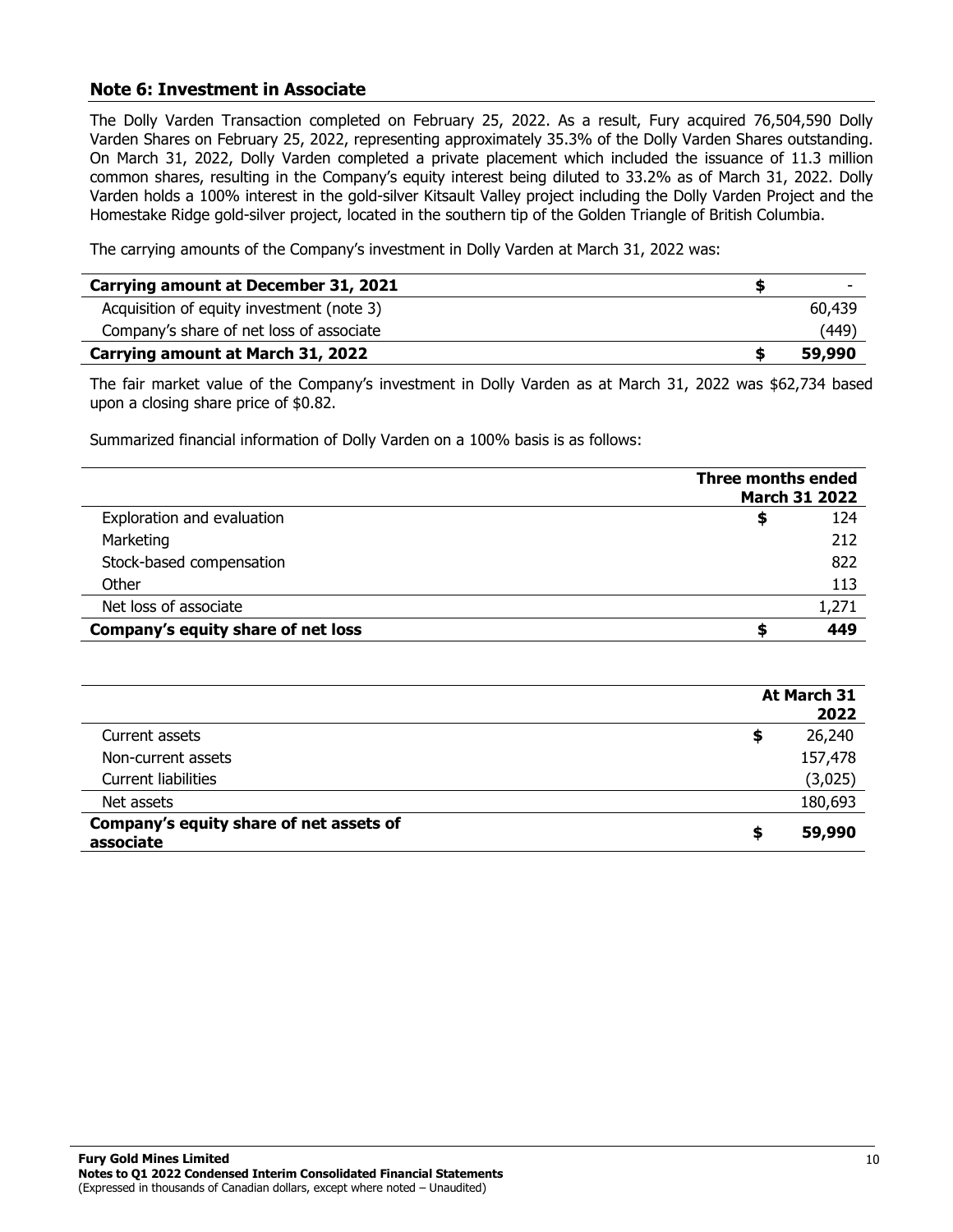## Note 6: Investment in Associate

The Dolly Varden Transaction completed on February 25, 2022. As a result, Fury acquired 76,504,590 Dolly Varden Shares on February 25, 2022, representing approximately 35.3% of the Dolly Varden Shares outstanding. On March 31, 2022, Dolly Varden completed a private placement which included the issuance of 11.3 million common shares, resulting in the Company's equity interest being diluted to 33.2% as of March 31, 2022. Dolly Varden holds a 100% interest in the gold-silver Kitsault Valley project including the Dolly Varden Project and the Homestake Ridge gold-silver project, located in the southern tip of the Golden Triangle of British Columbia.

The carrying amounts of the Company's investment in Dolly Varden at March 31, 2022 was:

| | |
|---|---|
| **Carrying amount at December 31, 2021** | **$ -** |
| Acquisition of equity investment (note 3) | 60,439 |
| Company's share of net loss of associate | (449) |
| **Carrying amount at March 31, 2022** | **$ 59,990** |

The fair market value of the Company's investment in Dolly Varden as at March 31, 2022 was $62,734 based upon a closing share price of $0.82.

Summarized financial information of Dolly Varden on a 100% basis is as follows:

| | **Three months ended March 31 2022** |
|---|---|
| Exploration and evaluation | $ 124 |
| Marketing | 212 |
| Stock-based compensation | 822 |
| Other | 113 |
| Net loss of associate | 1,271 |
| **Company's equity share of net loss** | **$ 449** |

| | **At March 31 2022** |
|---|---|
| Current assets | $ 26,240 |
| Non-current assets | 157,478 |
| Current liabilities | (3,025) |
| Net assets | 180,693 |
| **Company's equity share of net assets of associate** | **$ 59,990** |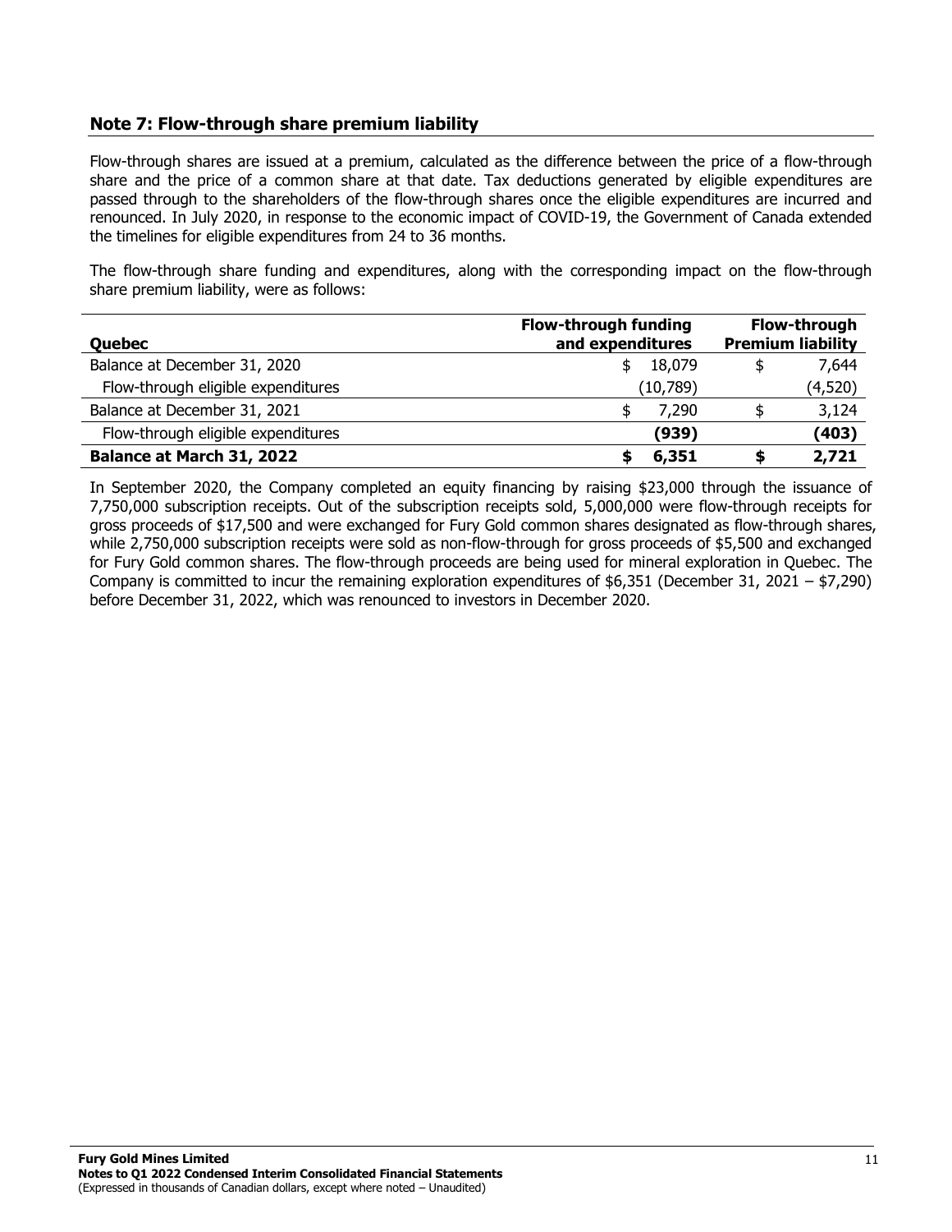## Note 7: Flow-through share premium liability

Flow-through shares are issued at a premium, calculated as the difference between the price of a flow-through share and the price of a common share at that date. Tax deductions generated by eligible expenditures are passed through to the shareholders of the flow-through shares once the eligible expenditures are incurred and renounced. In July 2020, in response to the economic impact of COVID-19, the Government of Canada extended the timelines for eligible expenditures from 24 to 36 months.

The flow-through share funding and expenditures, along with the corresponding impact on the flow-through share premium liability, were as follows:

| Quebec | Flow-through funding and expenditures | Flow-through Premium liability |
|---|---|---|
| Balance at December 31, 2020 | $ 18,079 | $ 7,644 |
| Flow-through eligible expenditures | (10,789) | (4,520) |
| Balance at December 31, 2021 | $ 7,290 | $ 3,124 |
| Flow-through eligible expenditures | **(939)** | **(403)** |
| **Balance at March 31, 2022** | **$ 6,351** | **$ 2,721** |

In September 2020, the Company completed an equity financing by raising $23,000 through the issuance of 7,750,000 subscription receipts. Out of the subscription receipts sold, 5,000,000 were flow-through receipts for gross proceeds of $17,500 and were exchanged for Fury Gold common shares designated as flow-through shares, while 2,750,000 subscription receipts were sold as non-flow-through for gross proceeds of $5,500 and exchanged for Fury Gold common shares. The flow-through proceeds are being used for mineral exploration in Quebec. The Company is committed to incur the remaining exploration expenditures of $6,351 (December 31, 2021 – $7,290) before December 31, 2022, which was renounced to investors in December 2020.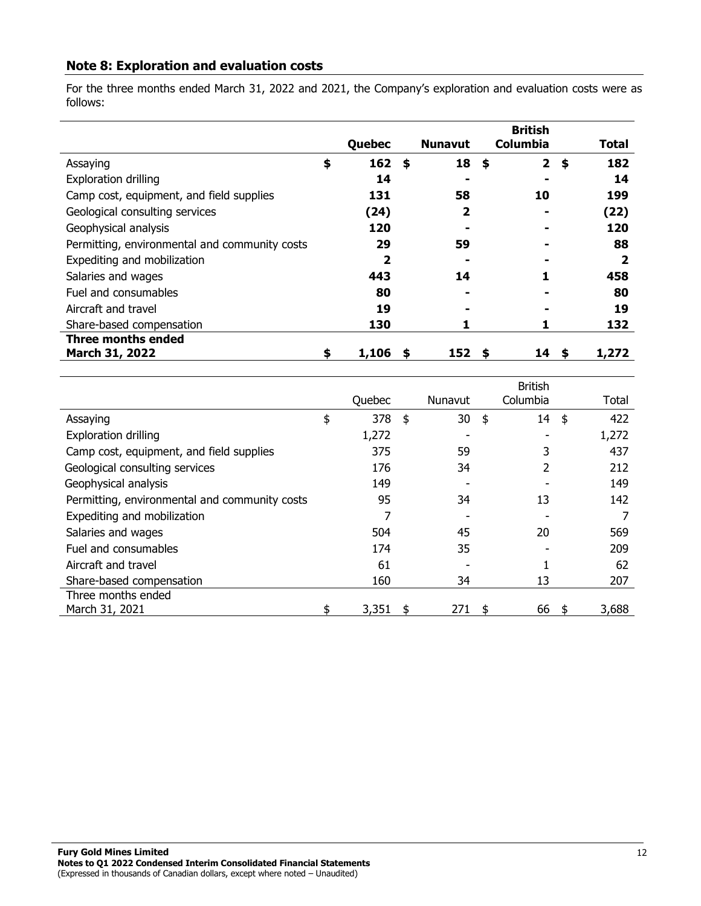## Note 8: Exploration and evaluation costs

For the three months ended March 31, 2022 and 2021, the Company's exploration and evaluation costs were as follows:

| | Quebec | Nunavut | British Columbia | Total |
|---|---|---|---|---|
| Assaying | **$ 162** | **$ 18** | **$ 2** | **$ 182** |
| Exploration drilling | **14** | **-** | **-** | **14** |
| Camp cost, equipment, and field supplies | **131** | **58** | **10** | **199** |
| Geological consulting services | **(24)** | **2** | **-** | **(22)** |
| Geophysical analysis | **120** | **-** | **-** | **120** |
| Permitting, environmental and community costs | **29** | **59** | **-** | **88** |
| Expediting and mobilization | **2** | **-** | **-** | **2** |
| Salaries and wages | **443** | **14** | **1** | **458** |
| Fuel and consumables | **80** | **-** | **-** | **80** |
| Aircraft and travel | **19** | **-** | **-** | **19** |
| Share-based compensation | **130** | **1** | **1** | **132** |
| **Three months ended March 31, 2022** | **$ 1,106** | **$ 152** | **$ 14** | **$ 1,272** |

| | Quebec | Nunavut | British Columbia | Total |
|---|---|---|---|---|
| Assaying | $ 378 | $ 30 | $ 14 | $ 422 |
| Exploration drilling | 1,272 | - | - | 1,272 |
| Camp cost, equipment, and field supplies | 375 | 59 | 3 | 437 |
| Geological consulting services | 176 | 34 | 2 | 212 |
| Geophysical analysis | 149 | - | - | 149 |
| Permitting, environmental and community costs | 95 | 34 | 13 | 142 |
| Expediting and mobilization | 7 | - | - | 7 |
| Salaries and wages | 504 | 45 | 20 | 569 |
| Fuel and consumables | 174 | 35 | - | 209 |
| Aircraft and travel | 61 | - | 1 | 62 |
| Share-based compensation | 160 | 34 | 13 | 207 |
| Three months ended March 31, 2021 | $ 3,351 | $ 271 | $ 66 | $ 3,688 |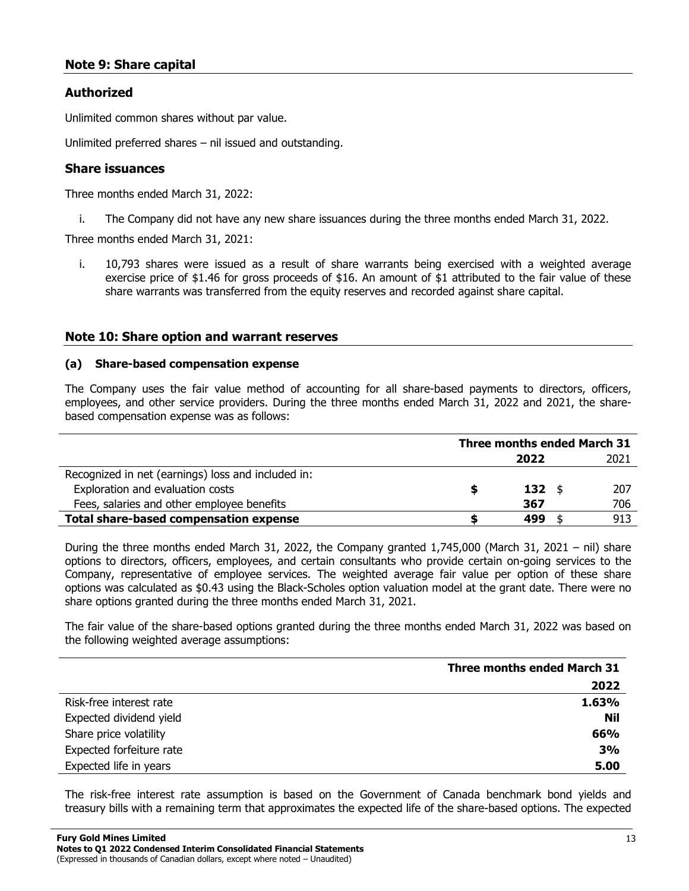## Note 9: Share capital

### Authorized

Unlimited common shares without par value.

Unlimited preferred shares – nil issued and outstanding.

### Share issuances

Three months ended March 31, 2022:

i. The Company did not have any new share issuances during the three months ended March 31, 2022.

Three months ended March 31, 2021:

i. 10,793 shares were issued as a result of share warrants being exercised with a weighted average exercise price of $1.46 for gross proceeds of $16. An amount of $1 attributed to the fair value of these share warrants was transferred from the equity reserves and recorded against share capital.

## Note 10: Share option and warrant reserves

**(a) Share-based compensation expense**

The Company uses the fair value method of accounting for all share-based payments to directors, officers, employees, and other service providers. During the three months ended March 31, 2022 and 2021, the share-based compensation expense was as follows:

| | Three months ended March 31 | |
|---|---|---|
| | **2022** | 2021 |
| Recognized in net (earnings) loss and included in: | | |
| Exploration and evaluation costs | **$ 132** | $ 207 |
| Fees, salaries and other employee benefits | **367** | 706 |
| **Total share-based compensation expense** | **$ 499** | $ 913 |

During the three months ended March 31, 2022, the Company granted 1,745,000 (March 31, 2021 – nil) share options to directors, officers, employees, and certain consultants who provide certain on-going services to the Company, representative of employee services. The weighted average fair value per option of these share options was calculated as $0.43 using the Black-Scholes option valuation model at the grant date. There were no share options granted during the three months ended March 31, 2021.

The fair value of the share-based options granted during the three months ended March 31, 2022 was based on the following weighted average assumptions:

| | Three months ended March 31 |
|---|---|
| | **2022** |
| Risk-free interest rate | **1.63%** |
| Expected dividend yield | **Nil** |
| Share price volatility | **66%** |
| Expected forfeiture rate | **3%** |
| Expected life in years | **5.00** |

The risk-free interest rate assumption is based on the Government of Canada benchmark bond yields and treasury bills with a remaining term that approximates the expected life of the share-based options. The expected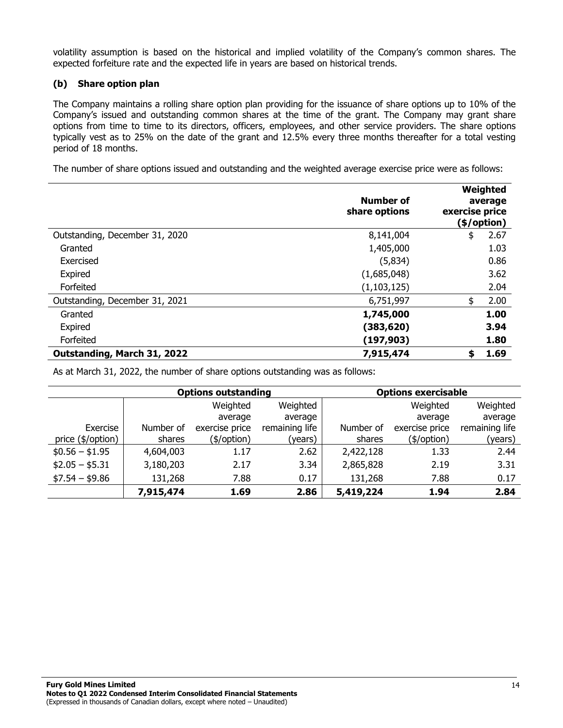volatility assumption is based on the historical and implied volatility of the Company's common shares. The expected forfeiture rate and the expected life in years are based on historical trends.

### (b) Share option plan

The Company maintains a rolling share option plan providing for the issuance of share options up to 10% of the Company's issued and outstanding common shares at the time of the grant. The Company may grant share options from time to time to its directors, officers, employees, and other service providers. The share options typically vest as to 25% on the date of the grant and 12.5% every three months thereafter for a total vesting period of 18 months.

The number of share options issued and outstanding and the weighted average exercise price were as follows:

| | Number of share options | Weighted average exercise price ($/option) |
|---|---|---|
| Outstanding, December 31, 2020 | 8,141,004 | $ 2.67 |
| Granted | 1,405,000 | 1.03 |
| Exercised | (5,834) | 0.86 |
| Expired | (1,685,048) | 3.62 |
| Forfeited | (1,103,125) | 2.04 |
| Outstanding, December 31, 2021 | 6,751,997 | $ 2.00 |
| Granted | **1,745,000** | **1.00** |
| Expired | **(383,620)** | **3.94** |
| Forfeited | **(197,903)** | **1.80** |
| **Outstanding, March 31, 2022** | **7,915,474** | **$ 1.69** |

As at March 31, 2022, the number of share options outstanding was as follows:

| | **Options outstanding** | | | **Options exercisable** | | |
|---|---|---|---|---|---|---|
| Exercise price ($/option) | Number of shares | Weighted average exercise price ($/option) | Weighted average remaining life (years) | Number of shares | Weighted average exercise price ($/option) | Weighted average remaining life (years) |
| $0.56 – $1.95 | 4,604,003 | 1.17 | 2.62 | 2,422,128 | 1.33 | 2.44 |
| $2.05 – $5.31 | 3,180,203 | 2.17 | 3.34 | 2,865,828 | 2.19 | 3.31 |
| $7.54 – $9.86 | 131,268 | 7.88 | 0.17 | 131,268 | 7.88 | 0.17 |
| | **7,915,474** | **1.69** | **2.86** | **5,419,224** | **1.94** | **2.84** |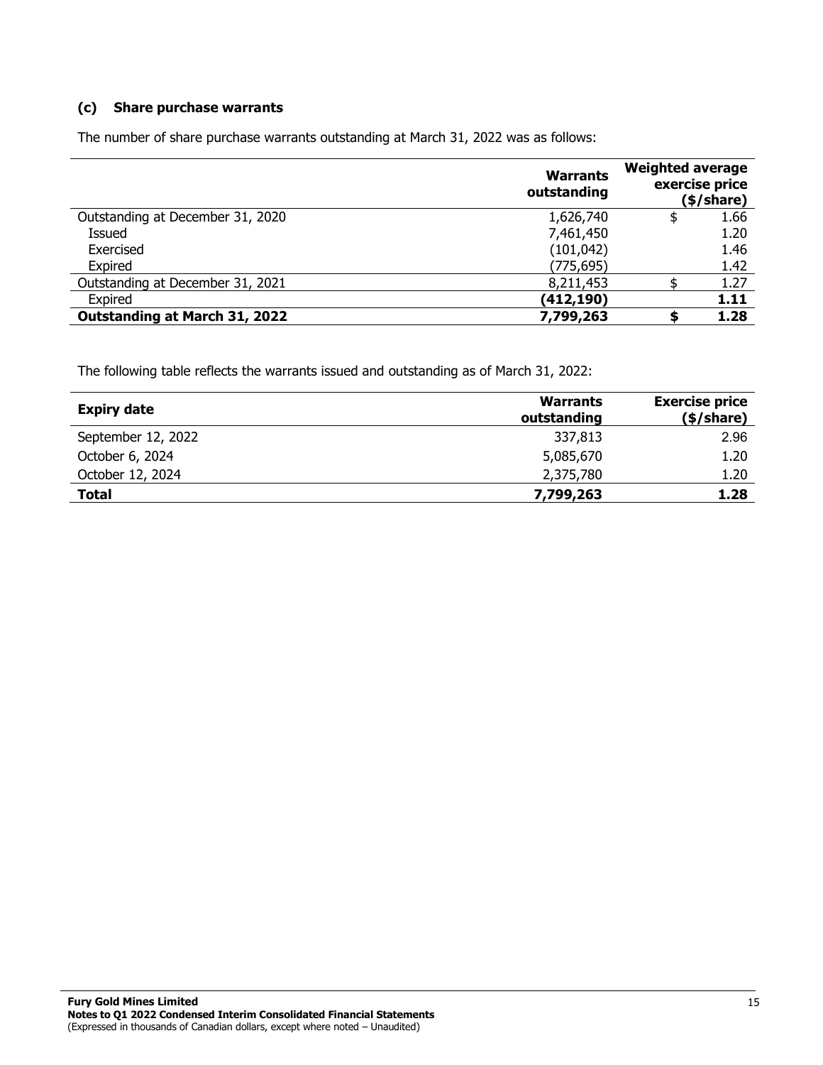### (c) Share purchase warrants

The number of share purchase warrants outstanding at March 31, 2022 was as follows:

| | Warrants outstanding | Weighted average exercise price ($/share) |
|---|---|---|
| Outstanding at December 31, 2020 | 1,626,740 | $ 1.66 |
| Issued | 7,461,450 | 1.20 |
| Exercised | (101,042) | 1.46 |
| Expired | (775,695) | 1.42 |
| Outstanding at December 31, 2021 | 8,211,453 | $ 1.27 |
| Expired | **(412,190)** | **1.11** |
| **Outstanding at March 31, 2022** | **7,799,263** | **$ 1.28** |

The following table reflects the warrants issued and outstanding as of March 31, 2022:

| Expiry date | Warrants outstanding | Exercise price ($/share) |
|---|---|---|
| September 12, 2022 | 337,813 | 2.96 |
| October 6, 2024 | 5,085,670 | 1.20 |
| October 12, 2024 | 2,375,780 | 1.20 |
| **Total** | **7,799,263** | **1.28** |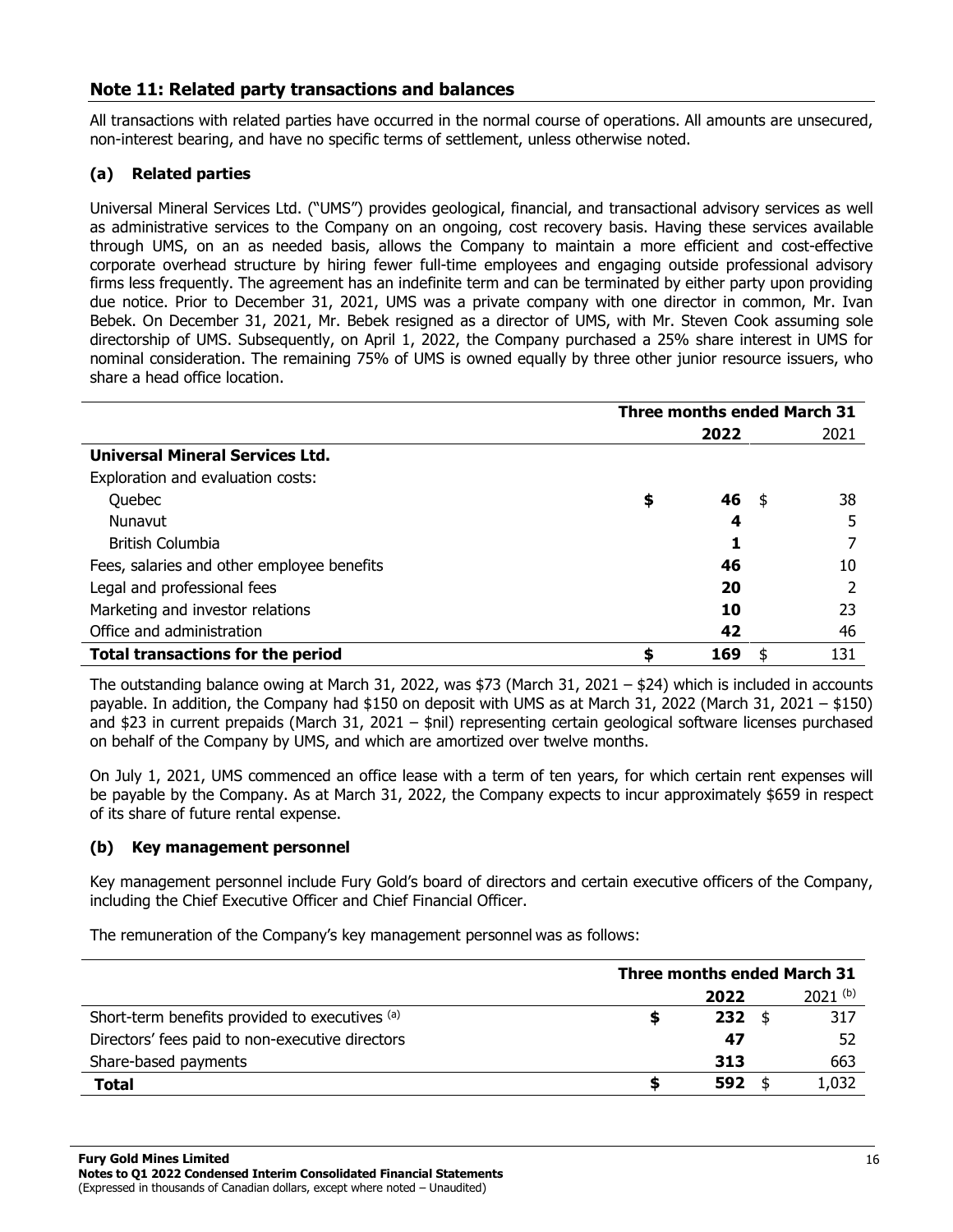## Note 11: Related party transactions and balances

All transactions with related parties have occurred in the normal course of operations. All amounts are unsecured, non-interest bearing, and have no specific terms of settlement, unless otherwise noted.

### (a) Related parties

Universal Mineral Services Ltd. ("UMS") provides geological, financial, and transactional advisory services as well as administrative services to the Company on an ongoing, cost recovery basis. Having these services available through UMS, on an as needed basis, allows the Company to maintain a more efficient and cost-effective corporate overhead structure by hiring fewer full-time employees and engaging outside professional advisory firms less frequently. The agreement has an indefinite term and can be terminated by either party upon providing due notice. Prior to December 31, 2021, UMS was a private company with one director in common, Mr. Ivan Bebek. On December 31, 2021, Mr. Bebek resigned as a director of UMS, with Mr. Steven Cook assuming sole directorship of UMS. Subsequently, on April 1, 2022, the Company purchased a 25% share interest in UMS for nominal consideration. The remaining 75% of UMS is owned equally by three other junior resource issuers, who share a head office location.

| | Three months ended March 31 | |
|---|---|---|
| | **2022** | 2021 |
| **Universal Mineral Services Ltd.** | | |
| Exploration and evaluation costs: | | |
| Quebec | **$ 46** | $ 38 |
| Nunavut | **4** | 5 |
| British Columbia | **1** | 7 |
| Fees, salaries and other employee benefits | **46** | 10 |
| Legal and professional fees | **20** | 2 |
| Marketing and investor relations | **10** | 23 |
| Office and administration | **42** | 46 |
| **Total transactions for the period** | **$ 169** | $ 131 |

The outstanding balance owing at March 31, 2022, was $73 (March 31, 2021 – $24) which is included in accounts payable. In addition, the Company had $150 on deposit with UMS as at March 31, 2022 (March 31, 2021 – $150) and $23 in current prepaids (March 31, 2021 – $nil) representing certain geological software licenses purchased on behalf of the Company by UMS, and which are amortized over twelve months.

On July 1, 2021, UMS commenced an office lease with a term of ten years, for which certain rent expenses will be payable by the Company. As at March 31, 2022, the Company expects to incur approximately $659 in respect of its share of future rental expense.

### (b) Key management personnel

Key management personnel include Fury Gold's board of directors and certain executive officers of the Company, including the Chief Executive Officer and Chief Financial Officer.

The remuneration of the Company's key management personnel was as follows:

| | Three months ended March 31 | |
|---|---|---|
| | **2022** | 2021 [(b)] |
| Short-term benefits provided to executives [(a)] | **$ 232** | $ 317 |
| Directors' fees paid to non-executive directors | **47** | 52 |
| Share-based payments | **313** | 663 |
| **Total** | **$ 592** | $ 1,032 |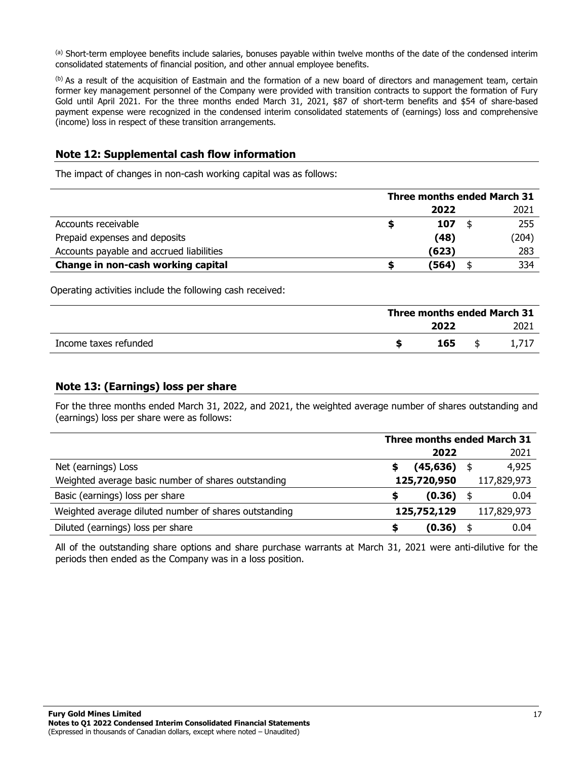[(a)] Short-term employee benefits include salaries, bonuses payable within twelve months of the date of the condensed interim consolidated statements of financial position, and other annual employee benefits.

[(b)] As a result of the acquisition of Eastmain and the formation of a new board of directors and management team, certain former key management personnel of the Company were provided with transition contracts to support the formation of Fury Gold until April 2021. For the three months ended March 31, 2021, $87 of short-term benefits and $54 of share-based payment expense were recognized in the condensed interim consolidated statements of (earnings) loss and comprehensive (income) loss in respect of these transition arrangements.

## Note 12: Supplemental cash flow information

The impact of changes in non-cash working capital was as follows:

| | Three months ended March 31 | |
|---|---|---|
| | **2022** | 2021 |
| Accounts receivable | **$ 107** | $ 255 |
| Prepaid expenses and deposits | **(48)** | (204) |
| Accounts payable and accrued liabilities | **(623)** | 283 |
| **Change in non-cash working capital** | **$ (564)** | $ 334 |

Operating activities include the following cash received:

| | Three months ended March 31 | |
|---|---|---|
| | **2022** | 2021 |
| Income taxes refunded | **$ 165** | $ 1,717 |

## Note 13: (Earnings) loss per share

For the three months ended March 31, 2022, and 2021, the weighted average number of shares outstanding and (earnings) loss per share were as follows:

| | Three months ended March 31 | |
|---|---|---|
| | **2022** | 2021 |
| Net (earnings) Loss | **$ (45,636)** | $ 4,925 |
| Weighted average basic number of shares outstanding | **125,720,950** | 117,829,973 |
| Basic (earnings) loss per share | **$ (0.36)** | $ 0.04 |
| Weighted average diluted number of shares outstanding | **125,752,129** | 117,829,973 |
| Diluted (earnings) loss per share | **$ (0.36)** | $ 0.04 |

All of the outstanding share options and share purchase warrants at March 31, 2021 were anti-dilutive for the periods then ended as the Company was in a loss position.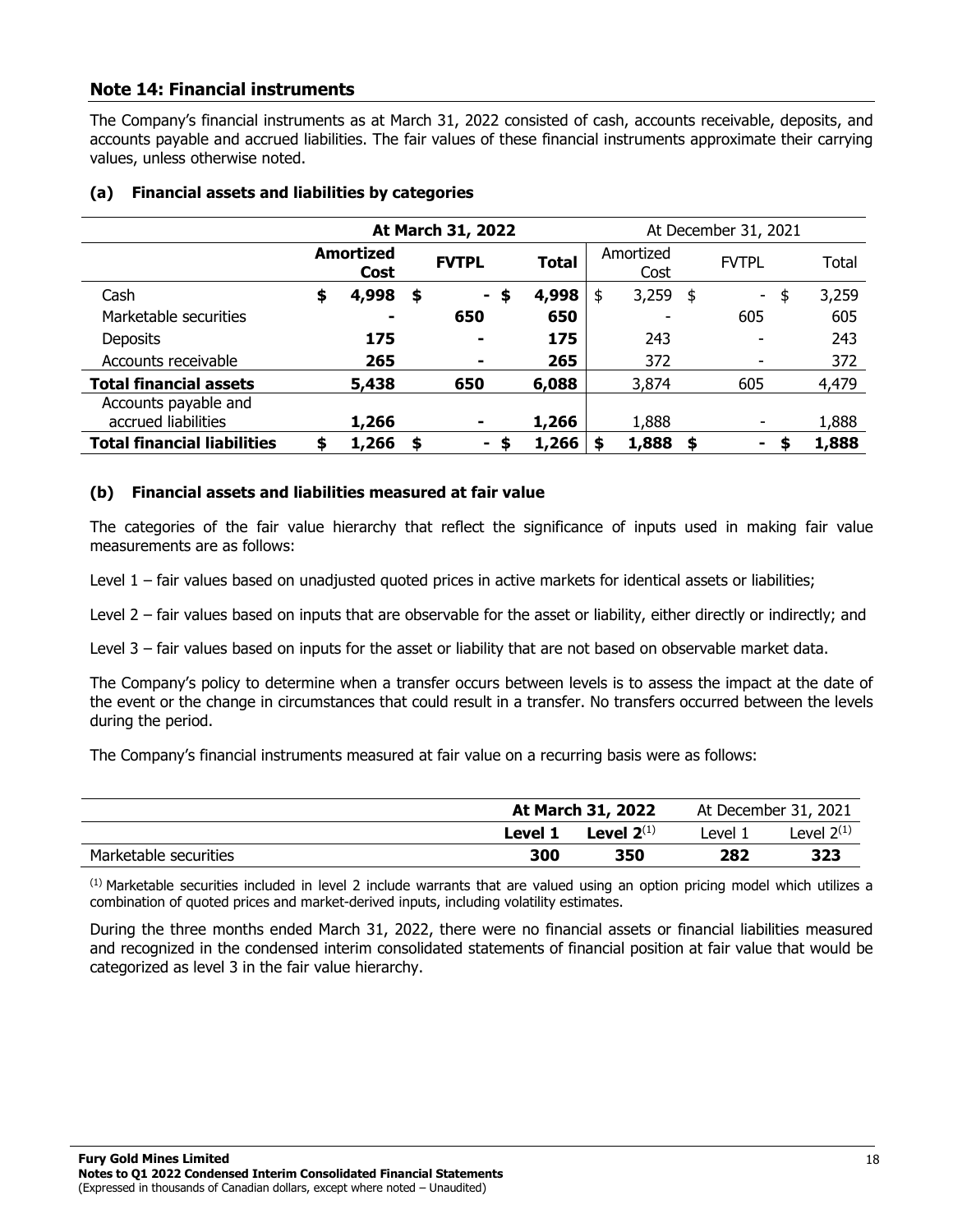## Note 14: Financial instruments

The Company's financial instruments as at March 31, 2022 consisted of cash, accounts receivable, deposits, and accounts payable and accrued liabilities. The fair values of these financial instruments approximate their carrying values, unless otherwise noted.

### (a) Financial assets and liabilities by categories

| | **At March 31, 2022** | | | At December 31, 2021 | | |
|---|---|---|---|---|---|---|
| | **Amortized Cost** | **FVTPL** | **Total** | Amortized Cost | FVTPL | Total |
| Cash | **$ 4,998** | **$ -** | **$ 4,998** | $ 3,259 | $ - | $ 3,259 |
| Marketable securities | **-** | **650** | **650** | - | 605 | 605 |
| Deposits | **175** | **-** | **175** | 243 | - | 243 |
| Accounts receivable | **265** | **-** | **265** | 372 | - | 372 |
| **Total financial assets** | **5,438** | **650** | **6,088** | 3,874 | 605 | 4,479 |
| Accounts payable and accrued liabilities | **1,266** | **-** | **1,266** | 1,888 | - | 1,888 |
| **Total financial liabilities** | **$ 1,266** | **$ -** | **$ 1,266** | **$ 1,888** | **$ -** | **$ 1,888** |

### (b) Financial assets and liabilities measured at fair value

The categories of the fair value hierarchy that reflect the significance of inputs used in making fair value measurements are as follows:

Level 1 – fair values based on unadjusted quoted prices in active markets for identical assets or liabilities;

Level 2 – fair values based on inputs that are observable for the asset or liability, either directly or indirectly; and

Level 3 – fair values based on inputs for the asset or liability that are not based on observable market data.

The Company's policy to determine when a transfer occurs between levels is to assess the impact at the date of the event or the change in circumstances that could result in a transfer. No transfers occurred between the levels during the period.

The Company's financial instruments measured at fair value on a recurring basis were as follows:

| | **At March 31, 2022** | | At December 31, 2021 | |
|---|---|---|---|---|
| | **Level 1** | **Level 2[(1)]** | Level 1 | Level 2[(1)] |
| Marketable securities | **300** | **350** | **282** | **323** |

[(1)] Marketable securities included in level 2 include warrants that are valued using an option pricing model which utilizes a combination of quoted prices and market-derived inputs, including volatility estimates.

During the three months ended March 31, 2022, there were no financial assets or financial liabilities measured and recognized in the condensed interim consolidated statements of financial position at fair value that would be categorized as level 3 in the fair value hierarchy.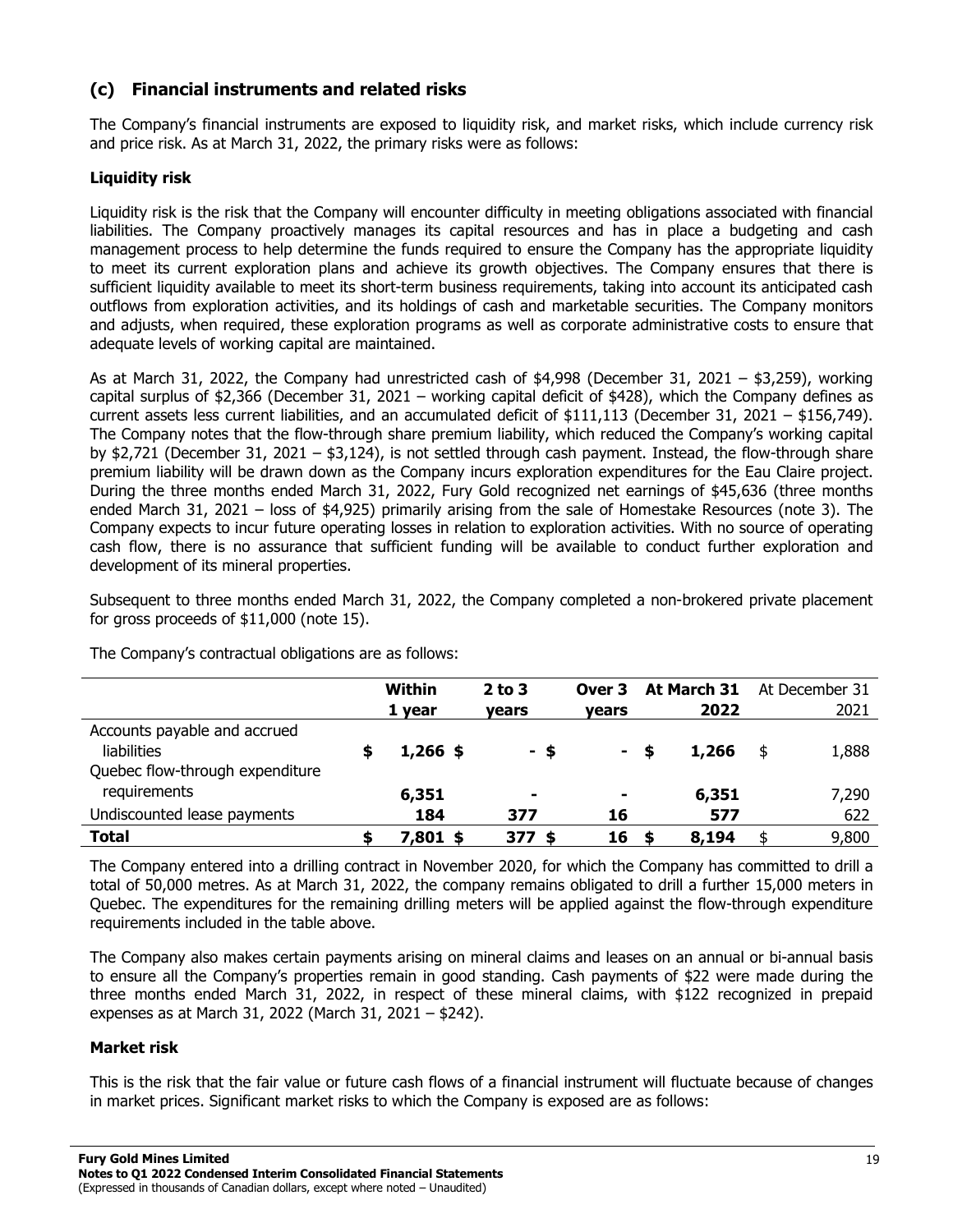## (c) Financial instruments and related risks

The Company's financial instruments are exposed to liquidity risk, and market risks, which include currency risk and price risk. As at March 31, 2022, the primary risks were as follows:

### Liquidity risk

Liquidity risk is the risk that the Company will encounter difficulty in meeting obligations associated with financial liabilities. The Company proactively manages its capital resources and has in place a budgeting and cash management process to help determine the funds required to ensure the Company has the appropriate liquidity to meet its current exploration plans and achieve its growth objectives. The Company ensures that there is sufficient liquidity available to meet its short-term business requirements, taking into account its anticipated cash outflows from exploration activities, and its holdings of cash and marketable securities. The Company monitors and adjusts, when required, these exploration programs as well as corporate administrative costs to ensure that adequate levels of working capital are maintained.

As at March 31, 2022, the Company had unrestricted cash of $4,998 (December 31, 2021 – $3,259), working capital surplus of $2,366 (December 31, 2021 – working capital deficit of $428), which the Company defines as current assets less current liabilities, and an accumulated deficit of $111,113 (December 31, 2021 – $156,749). The Company notes that the flow-through share premium liability, which reduced the Company's working capital by $2,721 (December 31, 2021 – $3,124), is not settled through cash payment. Instead, the flow-through share premium liability will be drawn down as the Company incurs exploration expenditures for the Eau Claire project. During the three months ended March 31, 2022, Fury Gold recognized net earnings of $45,636 (three months ended March 31, 2021 – loss of $4,925) primarily arising from the sale of Homestake Resources (note 3). The Company expects to incur future operating losses in relation to exploration activities. With no source of operating cash flow, there is no assurance that sufficient funding will be available to conduct further exploration and development of its mineral properties.

Subsequent to three months ended March 31, 2022, the Company completed a non-brokered private placement for gross proceeds of $11,000 (note 15).

The Company's contractual obligations are as follows:

| | Within 1 year | 2 to 3 years | Over 3 years | At March 31 2022 | At December 31 2021 |
|---|---|---|---|---|---|
| Accounts payable and accrued liabilities | **$ 1,266** | **$ -** | **$ -** | **$ 1,266** | $ 1,888 |
| Quebec flow-through expenditure requirements | **6,351** | **-** | **-** | **6,351** | 7,290 |
| Undiscounted lease payments | **184** | **377** | **16** | **577** | 622 |
| **Total** | **$ 7,801** | **$ 377** | **$ 16** | **$ 8,194** | $ 9,800 |

The Company entered into a drilling contract in November 2020, for which the Company has committed to drill a total of 50,000 metres. As at March 31, 2022, the company remains obligated to drill a further 15,000 meters in Quebec. The expenditures for the remaining drilling meters will be applied against the flow-through expenditure requirements included in the table above.

The Company also makes certain payments arising on mineral claims and leases on an annual or bi-annual basis to ensure all the Company's properties remain in good standing. Cash payments of $22 were made during the three months ended March 31, 2022, in respect of these mineral claims, with $122 recognized in prepaid expenses as at March 31, 2022 (March 31, 2021 – $242).

### Market risk

This is the risk that the fair value or future cash flows of a financial instrument will fluctuate because of changes in market prices. Significant market risks to which the Company is exposed are as follows: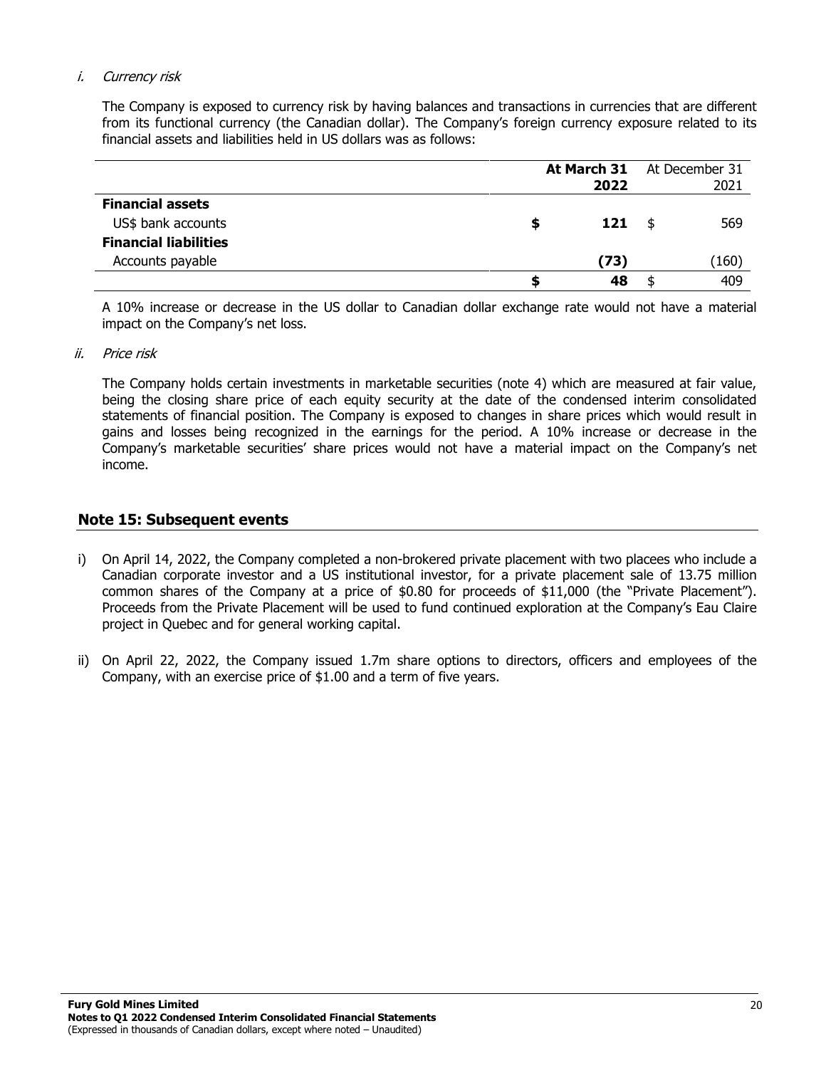*i. Currency risk*

The Company is exposed to currency risk by having balances and transactions in currencies that are different from its functional currency (the Canadian dollar). The Company's foreign currency exposure related to its financial assets and liabilities held in US dollars was as follows:

| | At March 31 2022 | At December 31 2021 |
|---|---|---|
| **Financial assets** | | |
| US$ bank accounts | **$ 121** | $ 569 |
| **Financial liabilities** | | |
| Accounts payable | **(73)** | (160) |
| | **$ 48** | $ 409 |

A 10% increase or decrease in the US dollar to Canadian dollar exchange rate would not have a material impact on the Company's net loss.

*ii. Price risk*

The Company holds certain investments in marketable securities (note 4) which are measured at fair value, being the closing share price of each equity security at the date of the condensed interim consolidated statements of financial position. The Company is exposed to changes in share prices which would result in gains and losses being recognized in the earnings for the period. A 10% increase or decrease in the Company's marketable securities' share prices would not have a material impact on the Company's net income.

## Note 15: Subsequent events

i) On April 14, 2022, the Company completed a non-brokered private placement with two placees who include a Canadian corporate investor and a US institutional investor, for a private placement sale of 13.75 million common shares of the Company at a price of $0.80 for proceeds of $11,000 (the "Private Placement"). Proceeds from the Private Placement will be used to fund continued exploration at the Company's Eau Claire project in Quebec and for general working capital.

ii) On April 22, 2022, the Company issued 1.7m share options to directors, officers and employees of the Company, with an exercise price of $1.00 and a term of five years.